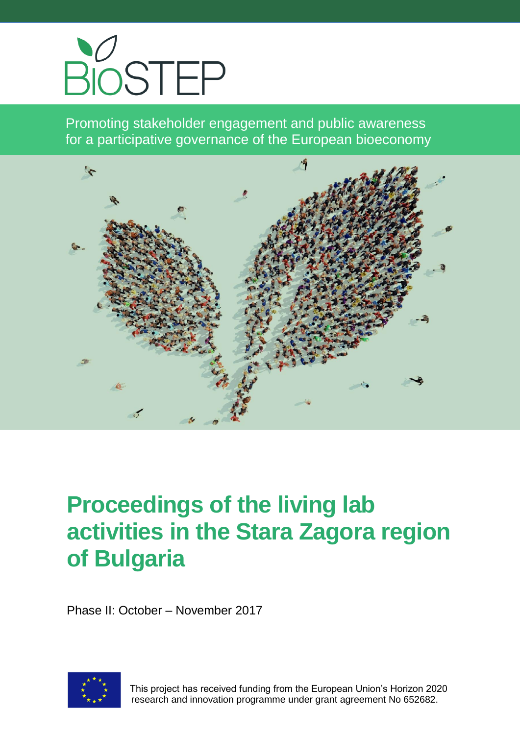BIOSTEP

Promoting stakeholder engagement and public awareness for a participative governance of the European bioeconomy

# Proceedings of the living lab activities in the Stara Zagora region of Bulgaria

Phase II: October – November 2017

This project has received funding from the European Union's Horizon 2020 research and innovation programme under grant agreement No 652682.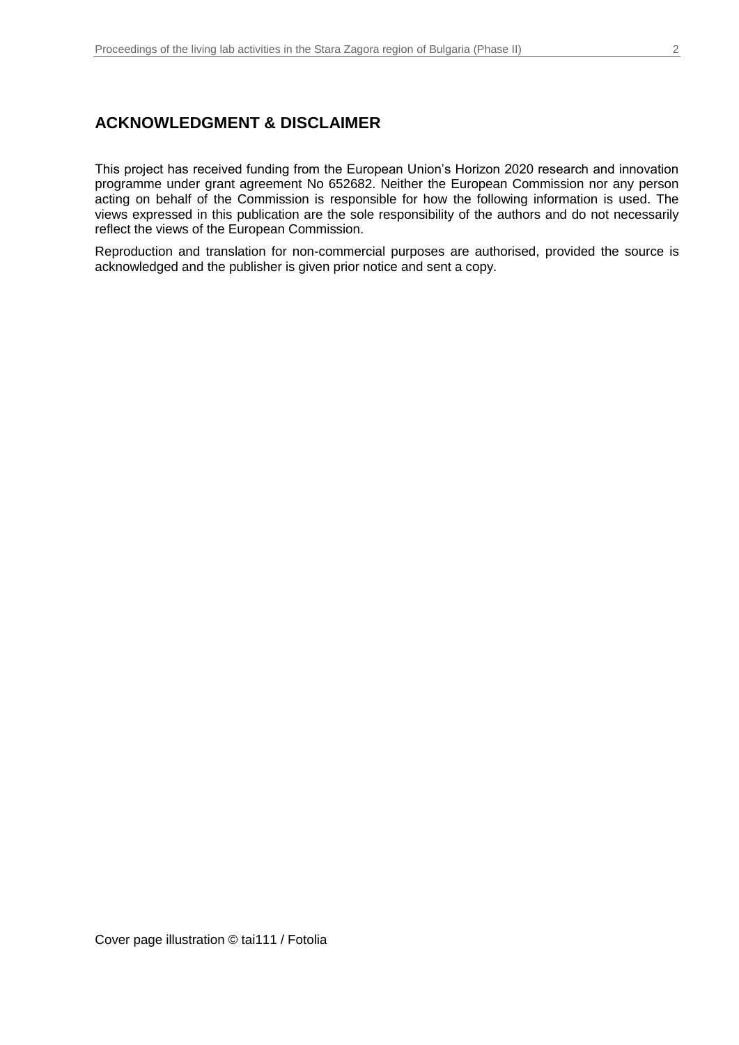## ACKNOWLEDGMENT & DISCLAIMER

This project has received funding from the European Union's Horizon 2020 research and innovation programme under grant agreement No 652682. Neither the European Commission nor any person acting on behalf of the Commission is responsible for how the following information is used. The views expressed in this publication are the sole responsibility of the authors and do not necessarily reflect the views of the European Commission.

Reproduction and translation for non-commercial purposes are authorised, provided the source is acknowledged and the publisher is given prior notice and sent a copy.

Cover page illustration © tai111 / Fotolia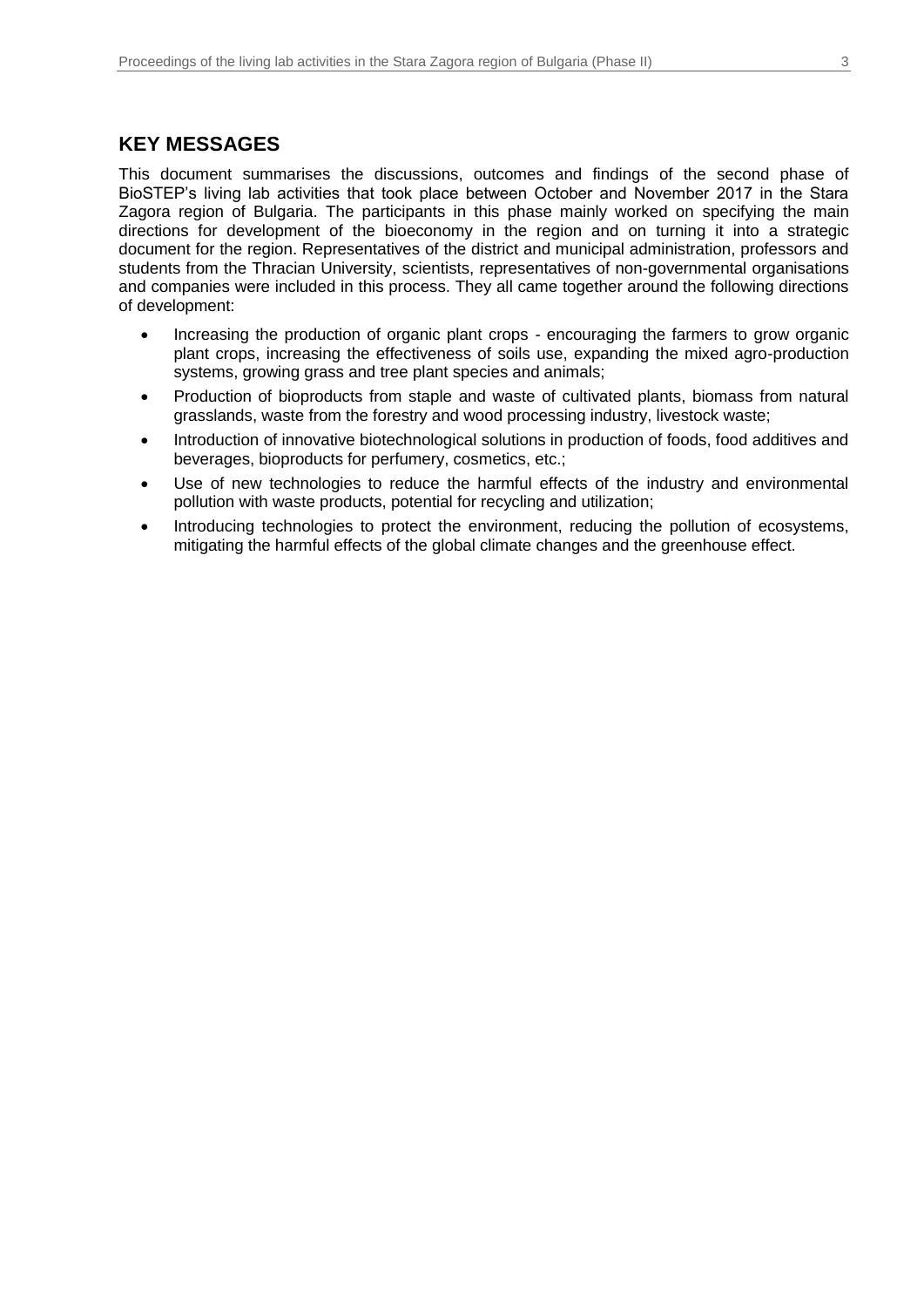## KEY MESSAGES

This document summarises the discussions, outcomes and findings of the second phase of BioSTEP's living lab activities that took place between October and November 2017 in the Stara Zagora region of Bulgaria. The participants in this phase mainly worked on specifying the main directions for development of the bioeconomy in the region and on turning it into a strategic document for the region. Representatives of the district and municipal administration, professors and students from the Thracian University, scientists, representatives of non-governmental organisations and companies were included in this process. They all came together around the following directions of development:

- Increasing the production of organic plant crops - encouraging the farmers to grow organic plant crops, increasing the effectiveness of soils use, expanding the mixed agro-production systems, growing grass and tree plant species and animals;
- Production of bioproducts from staple and waste of cultivated plants, biomass from natural grasslands, waste from the forestry and wood processing industry, livestock waste;
- Introduction of innovative biotechnological solutions in production of foods, food additives and beverages, bioproducts for perfumery, cosmetics, etc.;
- Use of new technologies to reduce the harmful effects of the industry and environmental pollution with waste products, potential for recycling and utilization;
- Introducing technologies to protect the environment, reducing the pollution of ecosystems, mitigating the harmful effects of the global climate changes and the greenhouse effect.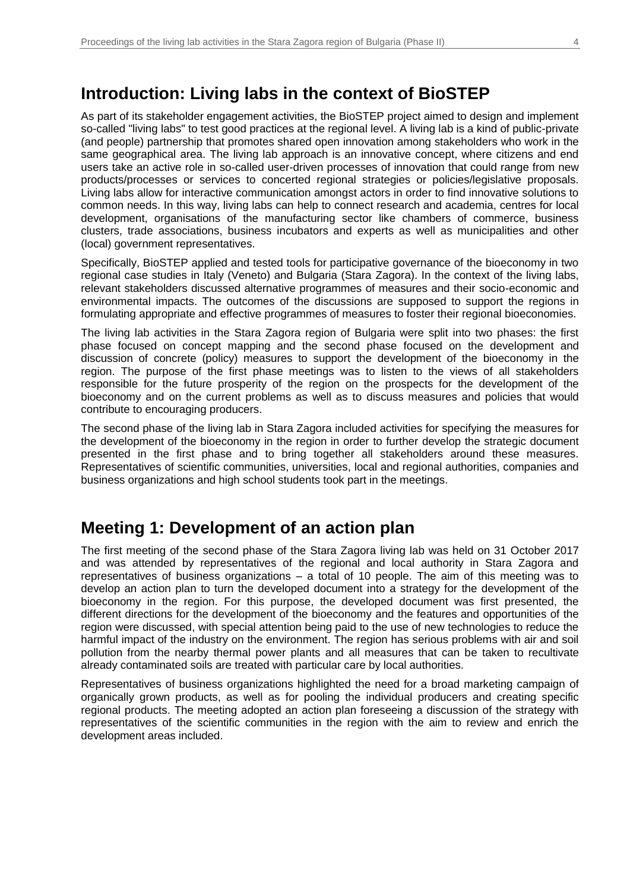## Introduction: Living labs in the context of BioSTEP

As part of its stakeholder engagement activities, the BioSTEP project aimed to design and implement so-called "living labs" to test good practices at the regional level. A living lab is a kind of public-private (and people) partnership that promotes shared open innovation among stakeholders who work in the same geographical area. The living lab approach is an innovative concept, where citizens and end users take an active role in so-called user-driven processes of innovation that could range from new products/processes or services to concerted regional strategies or policies/legislative proposals. Living labs allow for interactive communication amongst actors in order to find innovative solutions to common needs. In this way, living labs can help to connect research and academia, centres for local development, organisations of the manufacturing sector like chambers of commerce, business clusters, trade associations, business incubators and experts as well as municipalities and other (local) government representatives.

Specifically, BioSTEP applied and tested tools for participative governance of the bioeconomy in two regional case studies in Italy (Veneto) and Bulgaria (Stara Zagora). In the context of the living labs, relevant stakeholders discussed alternative programmes of measures and their socio-economic and environmental impacts. The outcomes of the discussions are supposed to support the regions in formulating appropriate and effective programmes of measures to foster their regional bioeconomies.

The living lab activities in the Stara Zagora region of Bulgaria were split into two phases: the first phase focused on concept mapping and the second phase focused on the development and discussion of concrete (policy) measures to support the development of the bioeconomy in the region. The purpose of the first phase meetings was to listen to the views of all stakeholders responsible for the future prosperity of the region on the prospects for the development of the bioeconomy and on the current problems as well as to discuss measures and policies that would contribute to encouraging producers.

The second phase of the living lab in Stara Zagora included activities for specifying the measures for the development of the bioeconomy in the region in order to further develop the strategic document presented in the first phase and to bring together all stakeholders around these measures. Representatives of scientific communities, universities, local and regional authorities, companies and business organizations and high school students took part in the meetings.

## Meeting 1: Development of an action plan

The first meeting of the second phase of the Stara Zagora living lab was held on 31 October 2017 and was attended by representatives of the regional and local authority in Stara Zagora and representatives of business organizations – a total of 10 people. The aim of this meeting was to develop an action plan to turn the developed document into a strategy for the development of the bioeconomy in the region. For this purpose, the developed document was first presented, the different directions for the development of the bioeconomy and the features and opportunities of the region were discussed, with special attention being paid to the use of new technologies to reduce the harmful impact of the industry on the environment. The region has serious problems with air and soil pollution from the nearby thermal power plants and all measures that can be taken to recultivate already contaminated soils are treated with particular care by local authorities.

Representatives of business organizations highlighted the need for a broad marketing campaign of organically grown products, as well as for pooling the individual producers and creating specific regional products. The meeting adopted an action plan foreseeing a discussion of the strategy with representatives of the scientific communities in the region with the aim to review and enrich the development areas included.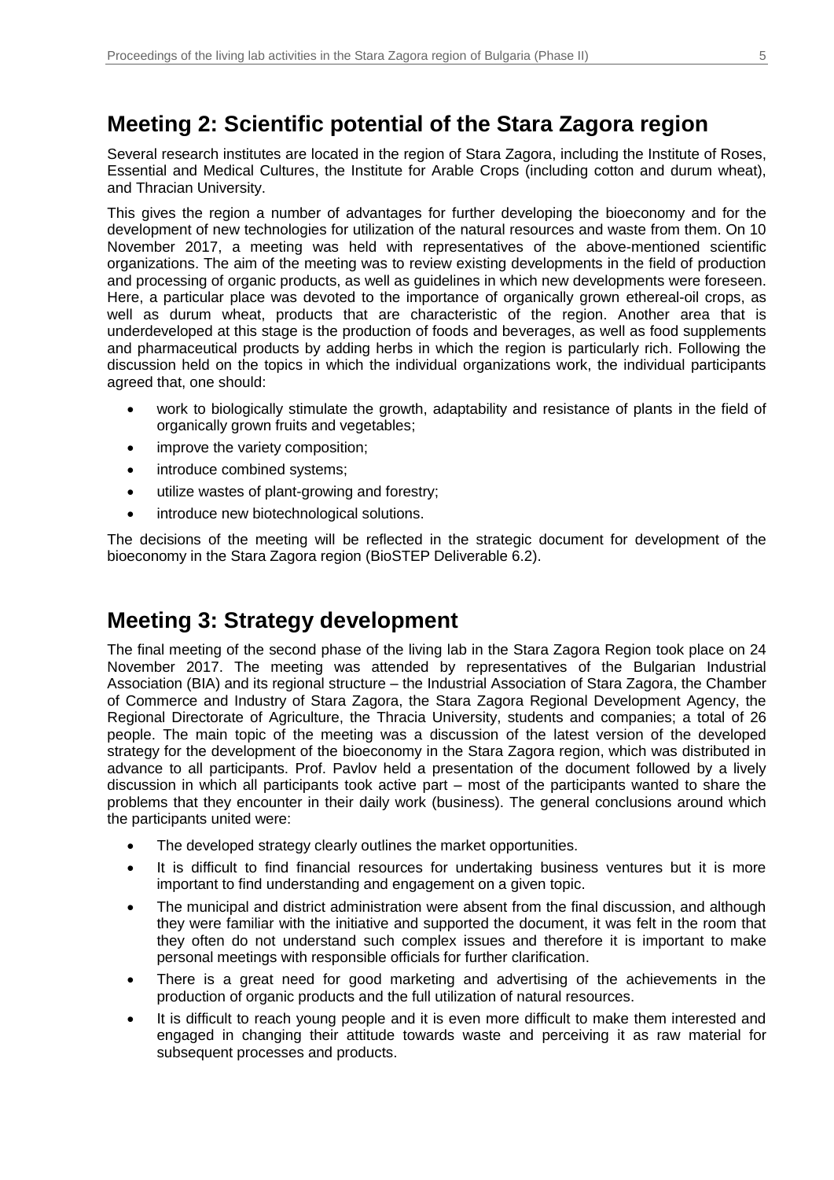## Meeting 2: Scientific potential of the Stara Zagora region

Several research institutes are located in the region of Stara Zagora, including the Institute of Roses, Essential and Medical Cultures, the Institute for Arable Crops (including cotton and durum wheat), and Thracian University.

This gives the region a number of advantages for further developing the bioeconomy and for the development of new technologies for utilization of the natural resources and waste from them. On 10 November 2017, a meeting was held with representatives of the above-mentioned scientific organizations. The aim of the meeting was to review existing developments in the field of production and processing of organic products, as well as guidelines in which new developments were foreseen. Here, a particular place was devoted to the importance of organically grown ethereal-oil crops, as well as durum wheat, products that are characteristic of the region. Another area that is underdeveloped at this stage is the production of foods and beverages, as well as food supplements and pharmaceutical products by adding herbs in which the region is particularly rich. Following the discussion held on the topics in which the individual organizations work, the individual participants agreed that, one should:

- work to biologically stimulate the growth, adaptability and resistance of plants in the field of organically grown fruits and vegetables;
- improve the variety composition;
- introduce combined systems;
- utilize wastes of plant-growing and forestry;
- introduce new biotechnological solutions.

The decisions of the meeting will be reflected in the strategic document for development of the bioeconomy in the Stara Zagora region (BioSTEP Deliverable 6.2).

## Meeting 3: Strategy development

The final meeting of the second phase of the living lab in the Stara Zagora Region took place on 24 November 2017. The meeting was attended by representatives of the Bulgarian Industrial Association (BIA) and its regional structure – the Industrial Association of Stara Zagora, the Chamber of Commerce and Industry of Stara Zagora, the Stara Zagora Regional Development Agency, the Regional Directorate of Agriculture, the Thracia University, students and companies; a total of 26 people. The main topic of the meeting was a discussion of the latest version of the developed strategy for the development of the bioeconomy in the Stara Zagora region, which was distributed in advance to all participants. Prof. Pavlov held a presentation of the document followed by a lively discussion in which all participants took active part – most of the participants wanted to share the problems that they encounter in their daily work (business). The general conclusions around which the participants united were:

- The developed strategy clearly outlines the market opportunities.
- It is difficult to find financial resources for undertaking business ventures but it is more important to find understanding and engagement on a given topic.
- The municipal and district administration were absent from the final discussion, and although they were familiar with the initiative and supported the document, it was felt in the room that they often do not understand such complex issues and therefore it is important to make personal meetings with responsible officials for further clarification.
- There is a great need for good marketing and advertising of the achievements in the production of organic products and the full utilization of natural resources.
- It is difficult to reach young people and it is even more difficult to make them interested and engaged in changing their attitude towards waste and perceiving it as raw material for subsequent processes and products.